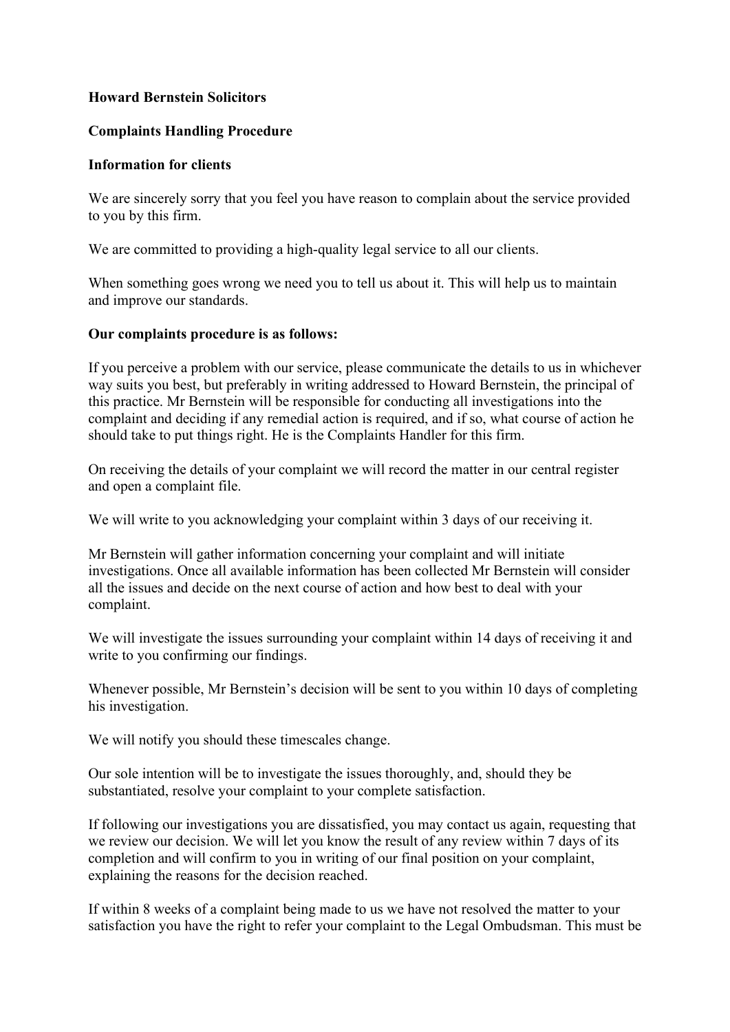**Howard Bernstein Solicitors**

**Complaints Handling Procedure**

**Information for clients**

We are sincerely sorry that you feel you have reason to complain about the service provided to you by this firm.

We are committed to providing a high-quality legal service to all our clients.

When something goes wrong we need you to tell us about it. This will help us to maintain and improve our standards.

**Our complaints procedure is as follows:**

If you perceive a problem with our service, please communicate the details to us in whichever way suits you best, but preferably in writing addressed to Howard Bernstein, the principal of this practice. Mr Bernstein will be responsible for conducting all investigations into the complaint and deciding if any remedial action is required, and if so, what course of action he should take to put things right. He is the Complaints Handler for this firm.

On receiving the details of your complaint we will record the matter in our central register and open a complaint file.

We will write to you acknowledging your complaint within 3 days of our receiving it.

Mr Bernstein will gather information concerning your complaint and will initiate investigations. Once all available information has been collected Mr Bernstein will consider all the issues and decide on the next course of action and how best to deal with your complaint.

We will investigate the issues surrounding your complaint within 14 days of receiving it and write to you confirming our findings.

Whenever possible, Mr Bernstein's decision will be sent to you within 10 days of completing his investigation.

We will notify you should these timescales change.

Our sole intention will be to investigate the issues thoroughly, and, should they be substantiated, resolve your complaint to your complete satisfaction.

If following our investigations you are dissatisfied, you may contact us again, requesting that we review our decision. We will let you know the result of any review within 7 days of its completion and will confirm to you in writing of our final position on your complaint, explaining the reasons for the decision reached.

If within 8 weeks of a complaint being made to us we have not resolved the matter to your satisfaction you have the right to refer your complaint to the Legal Ombudsman. This must be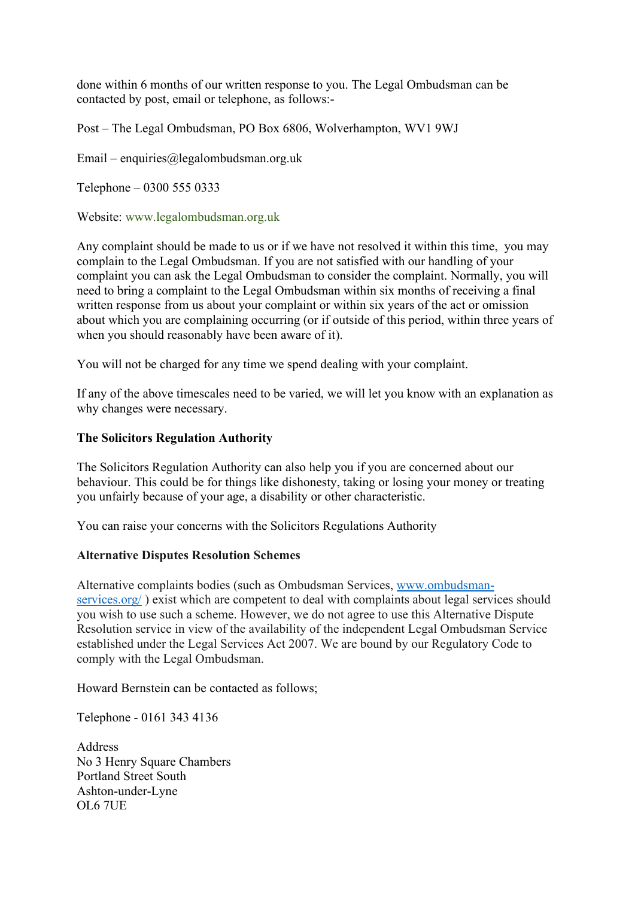done within 6 months of our written response to you. The Legal Ombudsman can be contacted by post, email or telephone, as follows:-

Post – The Legal Ombudsman, PO Box 6806, Wolverhampton, WV1 9WJ

Email – enquiries@legalombudsman.org.uk

Telephone – 0300 555 0333

Website: www.legalombudsman.org.uk

Any complaint should be made to us or if we have not resolved it within this time, you may complain to the Legal Ombudsman. If you are not satisfied with our handling of your complaint you can ask the Legal Ombudsman to consider the complaint. Normally, you will need to bring a complaint to the Legal Ombudsman within six months of receiving a final written response from us about your complaint or within six years of the act or omission about which you are complaining occurring (or if outside of this period, within three years of when you should reasonably have been aware of it).

You will not be charged for any time we spend dealing with your complaint.

If any of the above timescales need to be varied, we will let you know with an explanation as why changes were necessary.

**The Solicitors Regulation Authority**

The Solicitors Regulation Authority can also help you if you are concerned about our behaviour. This could be for things like dishonesty, taking or losing your money or treating you unfairly because of your age, a disability or other characteristic.

You can raise your concerns with the Solicitors Regulations Authority

**Alternative Disputes Resolution Schemes**

Alternative complaints bodies (such as Ombudsman Services, [www.ombudsman-services.org/](www.ombudsman-services.org/) ) exist which are competent to deal with complaints about legal services should you wish to use such a scheme. However, we do not agree to use this Alternative Dispute Resolution service in view of the availability of the independent Legal Ombudsman Service established under the Legal Services Act 2007. We are bound by our Regulatory Code to comply with the Legal Ombudsman.

Howard Bernstein can be contacted as follows;

Telephone - 0161 343 4136

Address
No 3 Henry Square Chambers
Portland Street South
Ashton-under-Lyne
OL6 7UE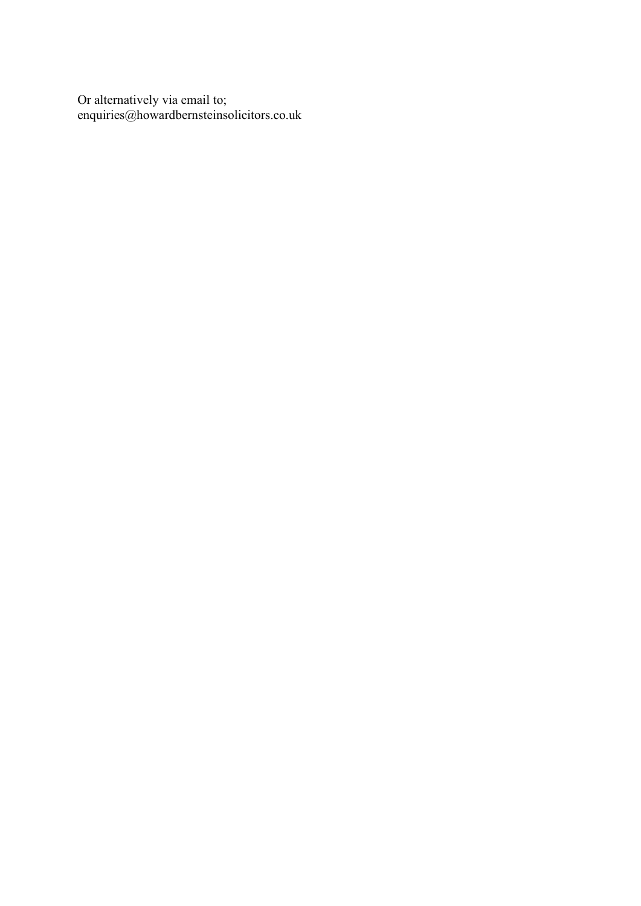Or alternatively via email to;
enquiries@howardbernsteinsolicitors.co.uk